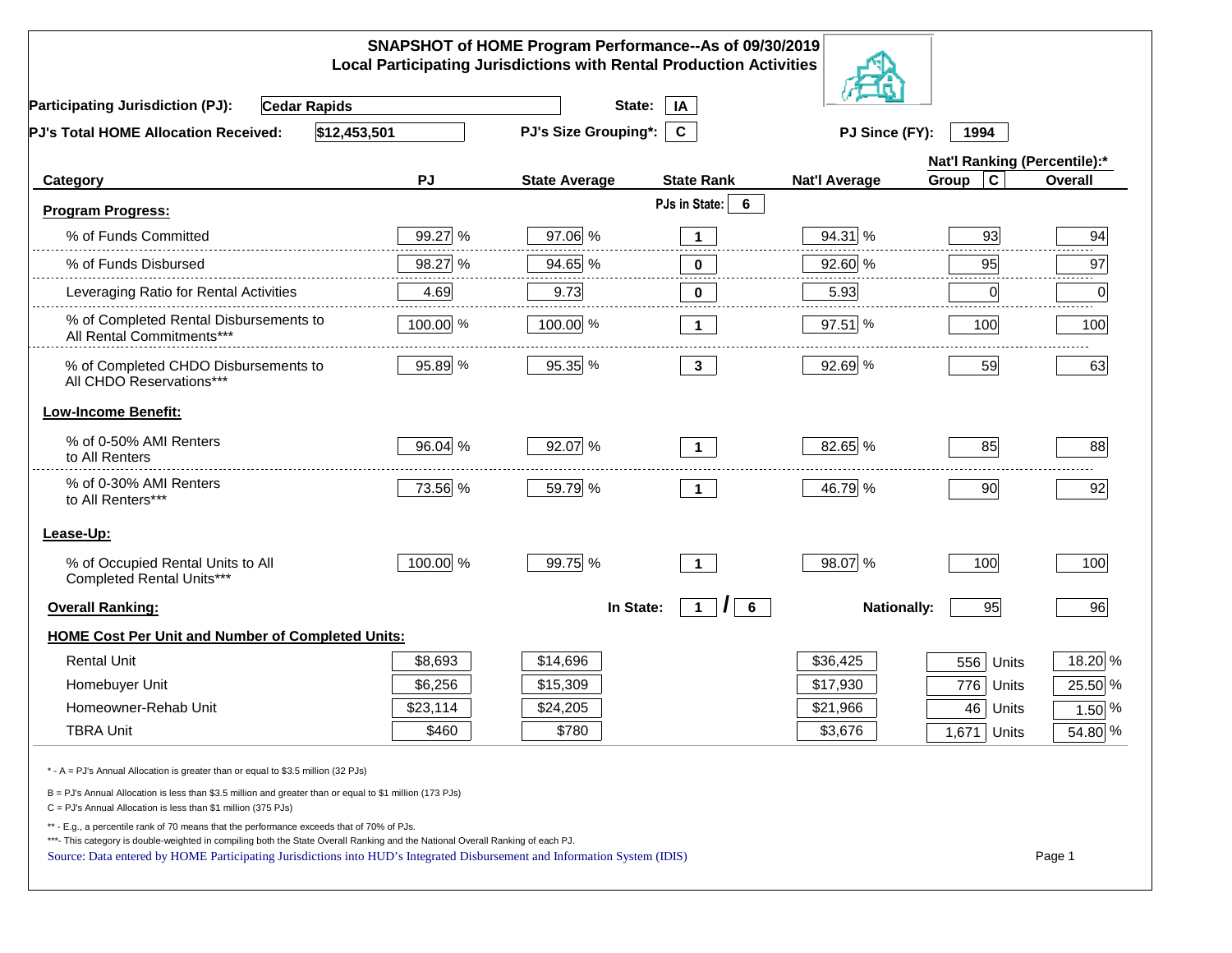# SNAPSHOT of HOME Program Performance--As of 09/30/2019
## Local Participating Jurisdictions with Rental Production Activities

**Participating Jurisdiction (PJ):** Cedar Rapids **State:** IA

**PJ's Total HOME Allocation Received:** $12,453,501 **PJ's Size Grouping*:** C **PJ Since (FY):** 1994

| Category | PJ | State Average | State Rank | Nat'l Average | Nat'l Ranking (Percentile):* Group C | Overall |
|---|---|---|---|---|---|---|
| **Program Progress:** | | | PJs in State: 6 | | | |
| % of Funds Committed | 99.27 % | 97.06 % | 1 | 94.31 % | 93 | 94 |
| % of Funds Disbursed | 98.27 % | 94.65 % | 0 | 92.60 % | 95 | 97 |
| Leveraging Ratio for Rental Activities | 4.69 | 9.73 | 0 | 5.93 | 0 | 0 |
| % of Completed Rental Disbursements to All Rental Commitments*** | 100.00 % | 100.00 % | 1 | 97.51 % | 100 | 100 |
| % of Completed CHDO Disbursements to All CHDO Reservations*** | 95.89 % | 95.35 % | 3 | 92.69 % | 59 | 63 |
| **Low-Income Benefit:** | | | | | | |
| % of 0-50% AMI Renters to All Renters | 96.04 % | 92.07 % | 1 | 82.65 % | 85 | 88 |
| % of 0-30% AMI Renters to All Renters*** | 73.56 % | 59.79 % | 1 | 46.79 % | 90 | 92 |
| **Lease-Up:** | | | | | | |
| % of Occupied Rental Units to All Completed Rental Units*** | 100.00 % | 99.75 % | 1 | 98.07 % | 100 | 100 |
| **Overall Ranking:** | | In State: | 1 / 6 | Nationally: | 95 | 96 |
| **HOME Cost Per Unit and Number of Completed Units:** | | | | | | |
| Rental Unit | $8,693 | $14,696 | | $36,425 | 556 Units | 18.20 % |
| Homebuyer Unit | $6,256 | $15,309 | | $17,930 | 776 Units | 25.50 % |
| Homeowner-Rehab Unit | $23,114 | $24,205 | | $21,966 | 46 Units | 1.50 % |
| TBRA Unit | $460 | $780 | | $3,676 | 1,671 Units | 54.80 % |

\* - A = PJ's Annual Allocation is greater than or equal to $3.5 million (32 PJs)

B = PJ's Annual Allocation is less than $3.5 million and greater than or equal to $1 million (173 PJs)

C = PJ's Annual Allocation is less than $1 million (375 PJs)

** - E.g., a percentile rank of 70 means that the performance exceeds that of 70% of PJs.

***- This category is double-weighted in compiling both the State Overall Ranking and the National Overall Ranking of each PJ.

Source: Data entered by HOME Participating Jurisdictions into HUD's Integrated Disbursement and Information System (IDIS)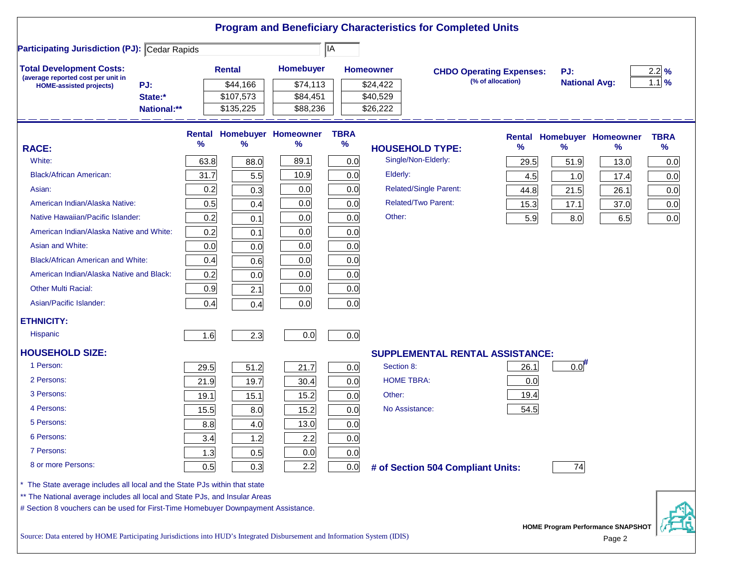# Program and Beneficiary Characteristics for Completed Units

**Participating Jurisdiction (PJ):** Cedar Rapids | IA

**Total Development Costs:**
(average reported cost per unit in HOME-assisted projects)

| | Rental | Homebuyer | Homeowner |
|---|---|---|---|
| PJ: | $44,166 | $74,113 | $24,422 |
| State:* | $107,573 | $84,451 | $40,529 |
| National:** | $135,225 | $88,236 | $26,222 |

**CHDO Operating Expenses:** (% of allocation)

| | |
|---|---|
| PJ: | 2.2 % |
| National Avg: | 1.1 % |

| RACE: | Rental % | Homebuyer % | Homeowner % | TBRA % |
|---|---|---|---|---|
| White: | 63.8 | 88.0 | 89.1 | 0.0 |
| Black/African American: | 31.7 | 5.5 | 10.9 | 0.0 |
| Asian: | 0.2 | 0.3 | 0.0 | 0.0 |
| American Indian/Alaska Native: | 0.5 | 0.4 | 0.0 | 0.0 |
| Native Hawaiian/Pacific Islander: | 0.2 | 0.1 | 0.0 | 0.0 |
| American Indian/Alaska Native and White: | 0.2 | 0.1 | 0.0 | 0.0 |
| Asian and White: | 0.0 | 0.0 | 0.0 | 0.0 |
| Black/African American and White: | 0.4 | 0.6 | 0.0 | 0.0 |
| American Indian/Alaska Native and Black: | 0.2 | 0.0 | 0.0 | 0.0 |
| Other Multi Racial: | 0.9 | 2.1 | 0.0 | 0.0 |
| Asian/Pacific Islander: | 0.4 | 0.4 | 0.0 | 0.0 |
| **ETHNICITY:** | | | | |
| Hispanic | 1.6 | 2.3 | 0.0 | 0.0 |
| **HOUSEHOLD SIZE:** | | | | |
| 1 Person: | 29.5 | 51.2 | 21.7 | 0.0 |
| 2 Persons: | 21.9 | 19.7 | 30.4 | 0.0 |
| 3 Persons: | 19.1 | 15.1 | 15.2 | 0.0 |
| 4 Persons: | 15.5 | 8.0 | 15.2 | 0.0 |
| 5 Persons: | 8.8 | 4.0 | 13.0 | 0.0 |
| 6 Persons: | 3.4 | 1.2 | 2.2 | 0.0 |
| 7 Persons: | 1.3 | 0.5 | 0.0 | 0.0 |
| 8 or more Persons: | 0.5 | 0.3 | 2.2 | 0.0 |

| HOUSEHOLD TYPE: | Rental % | Homebuyer % | Homeowner % | TBRA % |
|---|---|---|---|---|
| Single/Non-Elderly: | 29.5 | 51.9 | 13.0 | 0.0 |
| Elderly: | 4.5 | 1.0 | 17.4 | 0.0 |
| Related/Single Parent: | 44.8 | 21.5 | 26.1 | 0.0 |
| Related/Two Parent: | 15.3 | 17.1 | 37.0 | 0.0 |
| Other: | 5.9 | 8.0 | 6.5 | 0.0 |

| SUPPLEMENTAL RENTAL ASSISTANCE: | Rental | Homebuyer |
|---|---|---|
| Section 8: | 26.1 | 0.0# |
| HOME TBRA: | 0.0 | |
| Other: | 19.4 | |
| No Assistance: | 54.5 | |

**# of Section 504 Compliant Units:** 74

\* The State average includes all local and the State PJs within that state

\*\* The National average includes all local and State PJs, and Insular Areas

# Section 8 vouchers can be used for First-Time Homebuyer Downpayment Assistance.

Source: Data entered by HOME Participating Jurisdictions into HUD's Integrated Disbursement and Information System (IDIS)

HOME Program Performance SNAPSHOT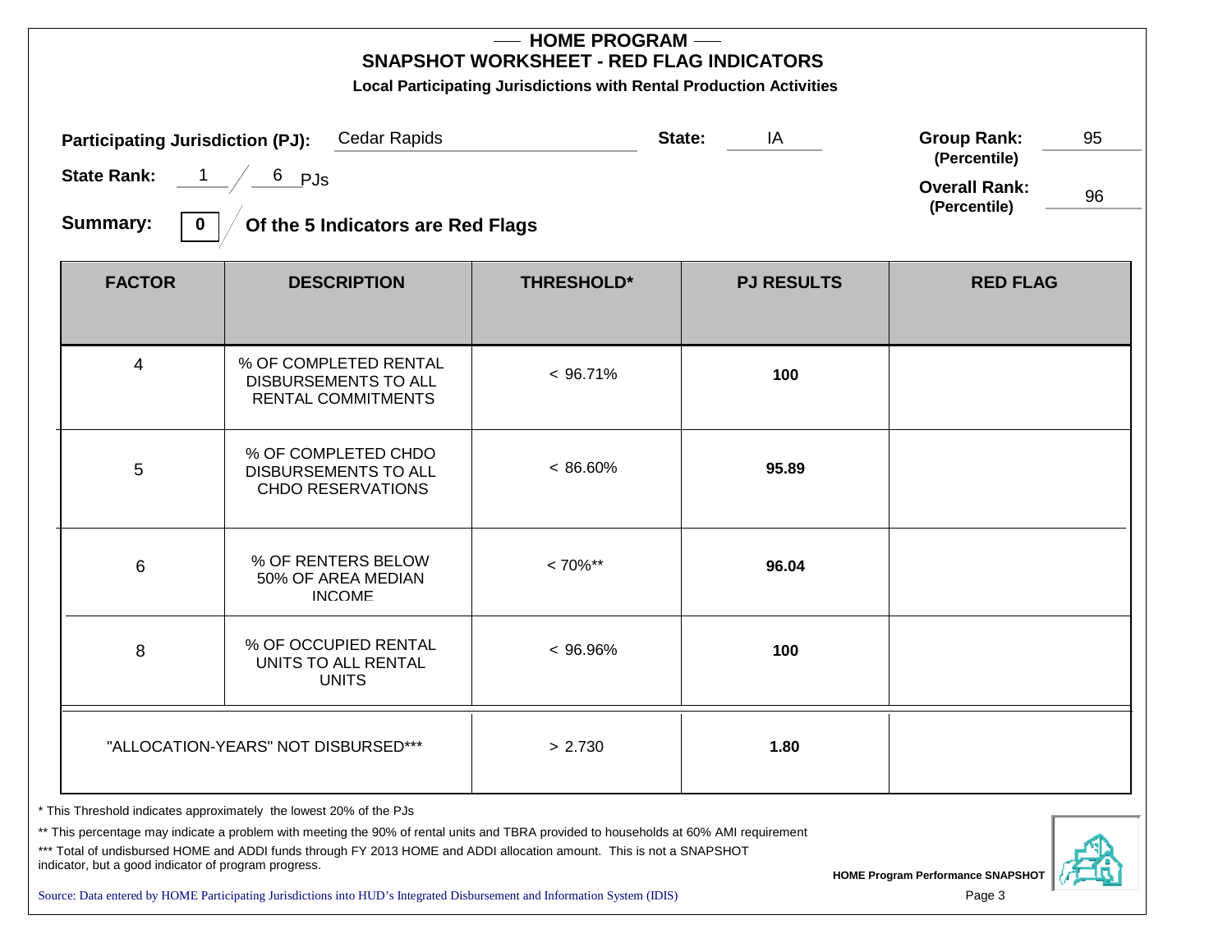# HOME PROGRAM

## SNAPSHOT WORKSHEET - RED FLAG INDICATORS

### Local Participating Jurisdictions with Rental Production Activities

**Participating Jurisdiction (PJ):** Cedar Rapids **State:** IA **Group Rank:** 95 **(Percentile)**

**State Rank:** 1 / 6 PJs **Overall Rank:** 96 **(Percentile)**

**Summary:** 0 / **Of the 5 Indicators are Red Flags**

| FACTOR | DESCRIPTION | THRESHOLD* | PJ RESULTS | RED FLAG |
|---|---|---|---|---|
| 4 | % OF COMPLETED RENTAL DISBURSEMENTS TO ALL RENTAL COMMITMENTS | < 96.71% | **100** | |
| 5 | % OF COMPLETED CHDO DISBURSEMENTS TO ALL CHDO RESERVATIONS | < 86.60% | **95.89** | |
| 6 | % OF RENTERS BELOW 50% OF AREA MEDIAN INCOME | < 70%** | **96.04** | |
| 8 | % OF OCCUPIED RENTAL UNITS TO ALL RENTAL UNITS | < 96.96% | **100** | |
| "ALLOCATION-YEARS" NOT DISBURSED*** | | > 2.730 | **1.80** | |

* This Threshold indicates approximately the lowest 20% of the PJs

** This percentage may indicate a problem with meeting the 90% of rental units and TBRA provided to households at 60% AMI requirement

*** Total of undisbursed HOME and ADDI funds through FY 2013 HOME and ADDI allocation amount. This is not a SNAPSHOT indicator, but a good indicator of program progress.

Source: Data entered by HOME Participating Jurisdictions into HUD's Integrated Disbursement and Information System (IDIS)